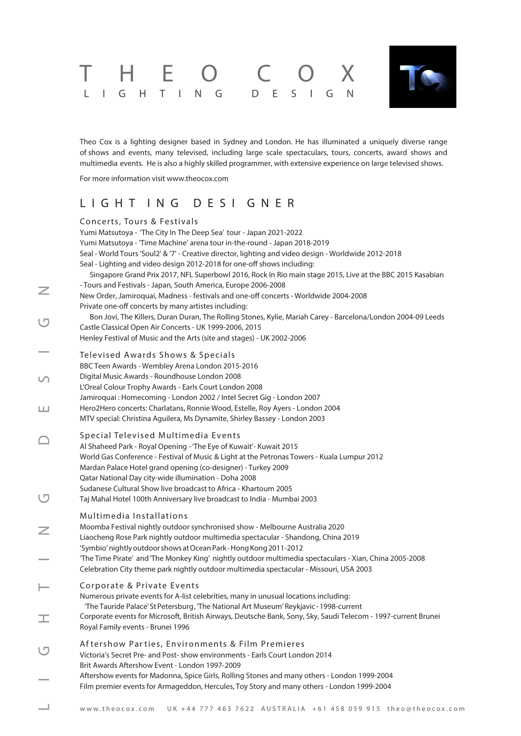# THEO COX
## LIGHTING DESIGN

Theo Cox is a lighting designer based in Sydney and London. He has illuminated a uniquely diverse range of shows and events, many televised, including large scale spectaculars, tours, concerts, award shows and multimedia events. He is also a highly skilled programmer, with extensive experience on large televised shows.

For more information visit www.theocox.com

## LIGHTING DESIGNER

### Concerts, Tours & Festivals

Yumi Matsutoya - 'The City In The Deep Sea' tour - Japan 2021-2022
Yumi Matsutoya - 'Time Machine' arena tour in-the-round - Japan 2018-2019
Seal - World Tours 'Soul2' & '7' - Creative director, lighting and video design - Worldwide 2012-2018
Seal - Lighting and video design 2012-2018 for one-off shows including:
Singapore Grand Prix 2017, NFL Superbowl 2016, Rock In Rio main stage 2015, Live at the BBC 2015 Kasabian - Tours and Festivals - Japan, South America, Europe 2006-2008
New Order, Jamiroquai, Madness - festivals and one-off concerts - Worldwide 2004-2008
Private one-off concerts by many artistes including:
Bon Jovi, The Killers, Duran Duran, The Rolling Stones, Kylie, Mariah Carey - Barcelona/London 2004-09 Leeds Castle Classical Open Air Concerts - UK 1999-2006, 2015
Henley Festival of Music and the Arts (site and stages) - UK 2002-2006

### Televised Awards Shows & Specials

BBC Teen Awards - Wembley Arena London 2015-2016
Digital Music Awards - Roundhouse London 2008
L'Oreal Colour Trophy Awards - Earls Court London 2008
Jamiroquai : Homecoming - London 2002 / Intel Secret Gig - London 2007
Hero2Hero concerts: Charlatans, Ronnie Wood, Estelle, Roy Ayers - London 2004
MTV special: Christina Aguilera, Ms Dynamite, Shirley Bassey - London 2003

### Special Televised Multimedia Events

Al Shaheed Park - Royal Opening - 'The Eye of Kuwait'- Kuwait 2015
World Gas Conference - Festival of Music & Light at the Petronas Towers - Kuala Lumpur 2012
Mardan Palace Hotel grand opening (co-designer) - Turkey 2009
Qatar National Day city-wide illumination - Doha 2008
Sudanese Cultural Show live broadcast to Africa - Khartoum 2005
Taj Mahal Hotel 100th Anniversary live broadcast to India - Mumbai 2003

### Multimedia Installations

Moomba Festival nightly outdoor synchronised show - Melbourne Australia 2020
Liaocheng Rose Park nightly outdoor multimedia spectacular - Shandong, China 2019
'Symbio' nightly outdoor shows at Ocean Park - Hong Kong 2011-2012
'The Time Pirate' and 'The Monkey King' nightly outdoor multimedia spectaculars - Xian, China 2005-2008
Celebration City theme park nightly outdoor multimedia spectacular - Missouri, USA 2003

### Corporate & Private Events

Numerous private events for A-list celebrities, many in unusual locations including:
'The Tauride Palace' St Petersburg, 'The National Art Museum' Reykjavic - 1998-current
Corporate events for Microsoft, British Airways, Deutsche Bank, Sony, Sky, Saudi Telecom - 1997-current Brunei Royal Family events - Brunei 1996

### Aftershow Parties, Environments & Film Premieres

Victoria's Secret Pre- and Post- show environments - Earls Court London 2014
Brit Awards Aftershow Event - London 1997-2009
Aftershow events for Madonna, Spice Girls, Rolling Stones and many others - London 1999-2004
Film premier events for Armageddon, Hercules, Toy Story and many others - London 1999-2004

www.theocox.com UK +44 777 463 7622 AUSTRALIA +61 458 059 915 theo@theocox.com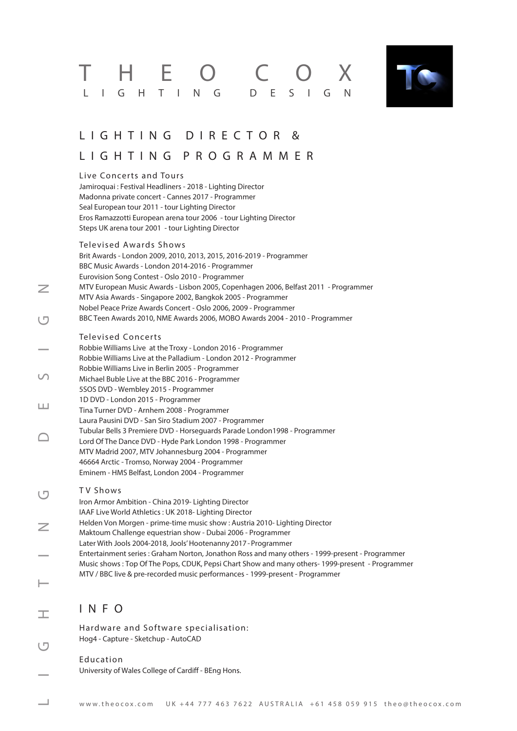# THEO COX

LIGHTING DESIGN

## LIGHTING DIRECTOR & LIGHTING PROGRAMMER

### Live Concerts and Tours

Jamiroquai : Festival Headliners - 2018 - Lighting Director
Madonna private concert - Cannes 2017 - Programmer
Seal European tour 2011 - tour Lighting Director
Eros Ramazzotti European arena tour 2006 - tour Lighting Director
Steps UK arena tour 2001 - tour Lighting Director

### Televised Awards Shows

Brit Awards - London 2009, 2010, 2013, 2015, 2016-2019 - Programmer
BBC Music Awards - London 2014-2016 - Programmer
Eurovision Song Contest - Oslo 2010 - Programmer
MTV European Music Awards - Lisbon 2005, Copenhagen 2006, Belfast 2011 - Programmer
MTV Asia Awards - Singapore 2002, Bangkok 2005 - Programmer
Nobel Peace Prize Awards Concert - Oslo 2006, 2009 - Programmer
BBC Teen Awards 2010, NME Awards 2006, MOBO Awards 2004 - 2010 - Programmer

### Televised Concerts

Robbie Williams Live at the Troxy - London 2016 - Programmer
Robbie Williams Live at the Palladium - London 2012 - Programmer
Robbie Williams Live in Berlin 2005 - Programmer
Michael Buble Live at the BBC 2016 - Programmer
5SOS DVD - Wembley 2015 - Programmer
1D DVD - London 2015 - Programmer
Tina Turner DVD - Arnhem 2008 - Programmer
Laura Pausini DVD - San Siro Stadium 2007 - Programmer
Tubular Bells 3 Premiere DVD - Horseguards Parade London1998 - Programmer
Lord Of The Dance DVD - Hyde Park London 1998 - Programmer
MTV Madrid 2007, MTV Johannesburg 2004 - Programmer
46664 Arctic - Tromso, Norway 2004 - Programmer
Eminem - HMS Belfast, London 2004 - Programmer

### TV Shows

Iron Armor Ambition - China 2019- Lighting Director
IAAF Live World Athletics : UK 2018- Lighting Director
Helden Von Morgen - prime-time music show : Austria 2010- Lighting Director
Maktoum Challenge equestrian show - Dubai 2006 - Programmer
Later With Jools 2004-2018, Jools' Hootenanny 2017 - Programmer
Entertainment series : Graham Norton, Jonathon Ross and many others - 1999-present - Programmer
Music shows : Top Of The Pops, CDUK, Pepsi Chart Show and many others- 1999-present - Programmer
MTV / BBC live & pre-recorded music performances - 1999-present - Programmer

## INFO

### Hardware and Software specialisation:

Hog4 - Capture - Sketchup - AutoCAD

### Education

University of Wales College of Cardiff - BEng Hons.

www.theocox.com UK +44 777 463 7622 AUSTRALIA +61 458 059 915 theo@theocox.com